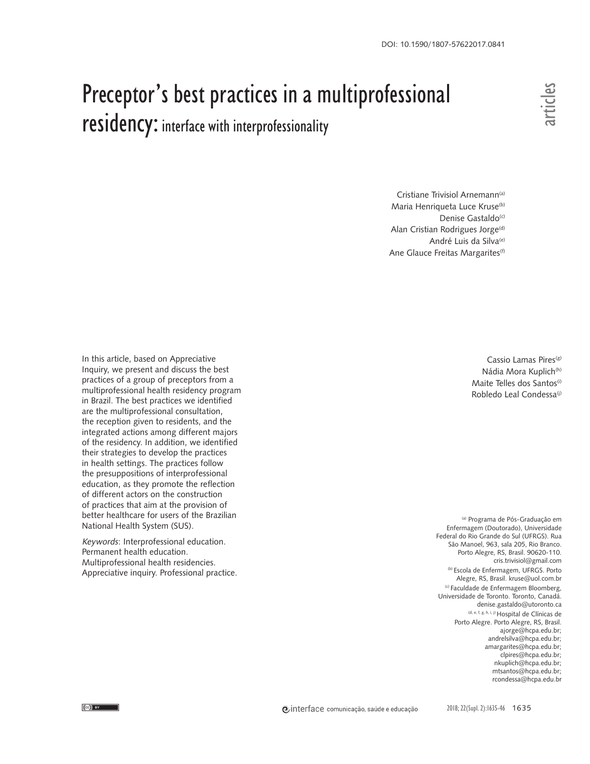DOI: 10.1590/1807-57622017.0841

# Preceptor's best practices in a multiprofessional residency: interface with interprofessionality

articles

Cristiane Trivisiol Arnemann[a]
Maria Henriqueta Luce Kruse[b]
Denise Gastaldo[c]
Alan Cristian Rodrigues Jorge[d]
André Luis da Silva[e]
Ane Glauce Freitas Margarites[f]
Cassio Lamas Pires[g]
Nádia Mora Kuplich[h]
Maite Telles dos Santos[i]
Robledo Leal Condessa[j]

In this article, based on Appreciative Inquiry, we present and discuss the best practices of a group of preceptors from a multiprofessional health residency program in Brazil. The best practices we identified are the multiprofessional consultation, the reception given to residents, and the integrated actions among different majors of the residency. In addition, we identified their strategies to develop the practices in health settings. The practices follow the presuppositions of interprofessional education, as they promote the reflection of different actors on the construction of practices that aim at the provision of better healthcare for users of the Brazilian National Health System (SUS).

*Keywords*: Interprofessional education. Permanent health education. Multiprofessional health residencies. Appreciative inquiry. Professional practice.

[a] Programa de Pós-Graduação em Enfermagem (Doutorado), Universidade Federal do Rio Grande do Sul (UFRGS). Rua São Manoel, 963, sala 205, Rio Branco. Porto Alegre, RS, Brasil. 90620-110. cris.trivisiol@gmail.com

[b] Escola de Enfermagem, UFRGS. Porto Alegre, RS, Brasil. kruse@uol.com.br

[c] Faculdade de Enfermagem Bloomberg, Universidade de Toronto. Toronto, Canadá. denise.gastaldo@utoronto.ca

[d, e, f, g, h, i, j] Hospital de Clínicas de Porto Alegre. Porto Alegre, RS, Brasil. ajorge@hcpa.edu.br; andrelsilva@hcpa.edu.br; amargarites@hcpa.edu.br; clpires@hcpa.edu.br; nkuplich@hcpa.edu.br; mtsantos@hcpa.edu.br; rcondessa@hcpa.edu.br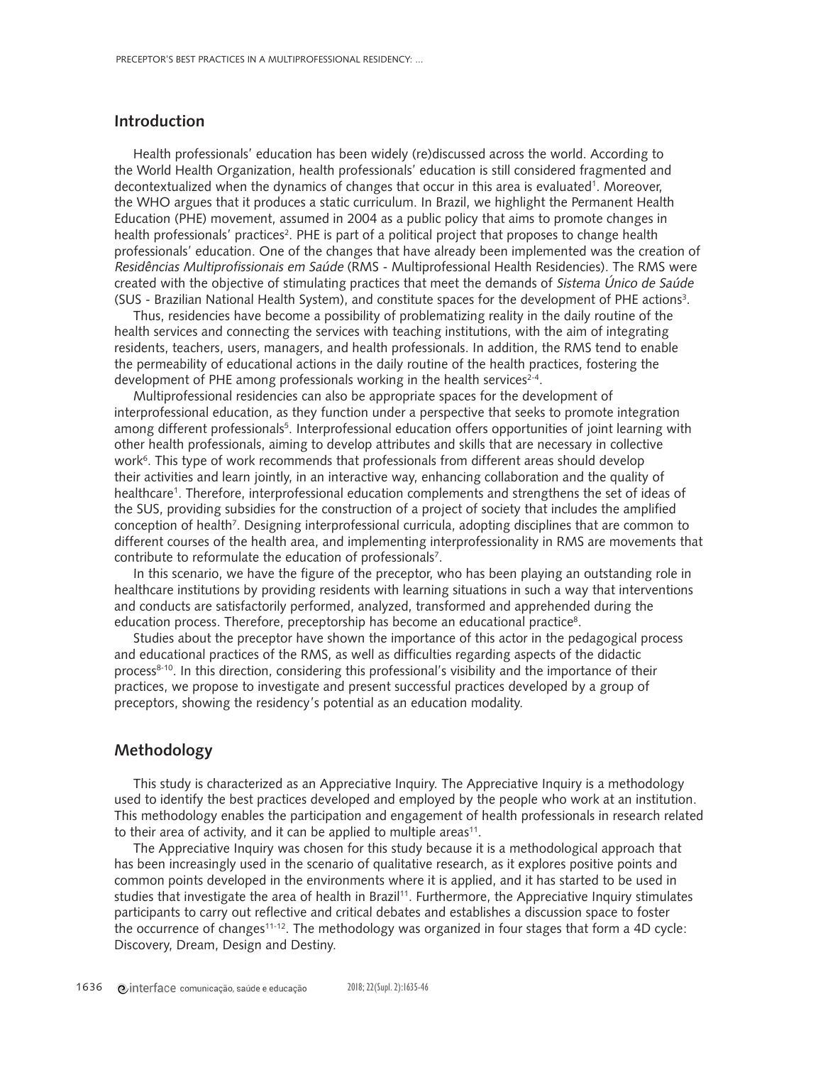## Introduction

Health professionals' education has been widely (re)discussed across the world. According to the World Health Organization, health professionals' education is still considered fragmented and decontextualized when the dynamics of changes that occur in this area is evaluated[1]. Moreover, the WHO argues that it produces a static curriculum. In Brazil, we highlight the Permanent Health Education (PHE) movement, assumed in 2004 as a public policy that aims to promote changes in health professionals' practices[2]. PHE is part of a political project that proposes to change health professionals' education. One of the changes that have already been implemented was the creation of *Residências Multiprofissionais em Saúde* (RMS - Multiprofessional Health Residencies). The RMS were created with the objective of stimulating practices that meet the demands of *Sistema Único de Saúde* (SUS - Brazilian National Health System), and constitute spaces for the development of PHE actions[3].

Thus, residencies have become a possibility of problematizing reality in the daily routine of the health services and connecting the services with teaching institutions, with the aim of integrating residents, teachers, users, managers, and health professionals. In addition, the RMS tend to enable the permeability of educational actions in the daily routine of the health practices, fostering the development of PHE among professionals working in the health services[2-4].

Multiprofessional residencies can also be appropriate spaces for the development of interprofessional education, as they function under a perspective that seeks to promote integration among different professionals[5]. Interprofessional education offers opportunities of joint learning with other health professionals, aiming to develop attributes and skills that are necessary in collective work[6]. This type of work recommends that professionals from different areas should develop their activities and learn jointly, in an interactive way, enhancing collaboration and the quality of healthcare[1]. Therefore, interprofessional education complements and strengthens the set of ideas of the SUS, providing subsidies for the construction of a project of society that includes the amplified conception of health[7]. Designing interprofessional curricula, adopting disciplines that are common to different courses of the health area, and implementing interprofessionality in RMS are movements that contribute to reformulate the education of professionals[7].

In this scenario, we have the figure of the preceptor, who has been playing an outstanding role in healthcare institutions by providing residents with learning situations in such a way that interventions and conducts are satisfactorily performed, analyzed, transformed and apprehended during the education process. Therefore, preceptorship has become an educational practice[8].

Studies about the preceptor have shown the importance of this actor in the pedagogical process and educational practices of the RMS, as well as difficulties regarding aspects of the didactic process[8-10]. In this direction, considering this professional's visibility and the importance of their practices, we propose to investigate and present successful practices developed by a group of preceptors, showing the residency's potential as an education modality.

## Methodology

This study is characterized as an Appreciative Inquiry. The Appreciative Inquiry is a methodology used to identify the best practices developed and employed by the people who work at an institution. This methodology enables the participation and engagement of health professionals in research related to their area of activity, and it can be applied to multiple areas[11].

The Appreciative Inquiry was chosen for this study because it is a methodological approach that has been increasingly used in the scenario of qualitative research, as it explores positive points and common points developed in the environments where it is applied, and it has started to be used in studies that investigate the area of health in Brazil[11]. Furthermore, the Appreciative Inquiry stimulates participants to carry out reflective and critical debates and establishes a discussion space to foster the occurrence of changes[11-12]. The methodology was organized in four stages that form a 4D cycle: Discovery, Dream, Design and Destiny.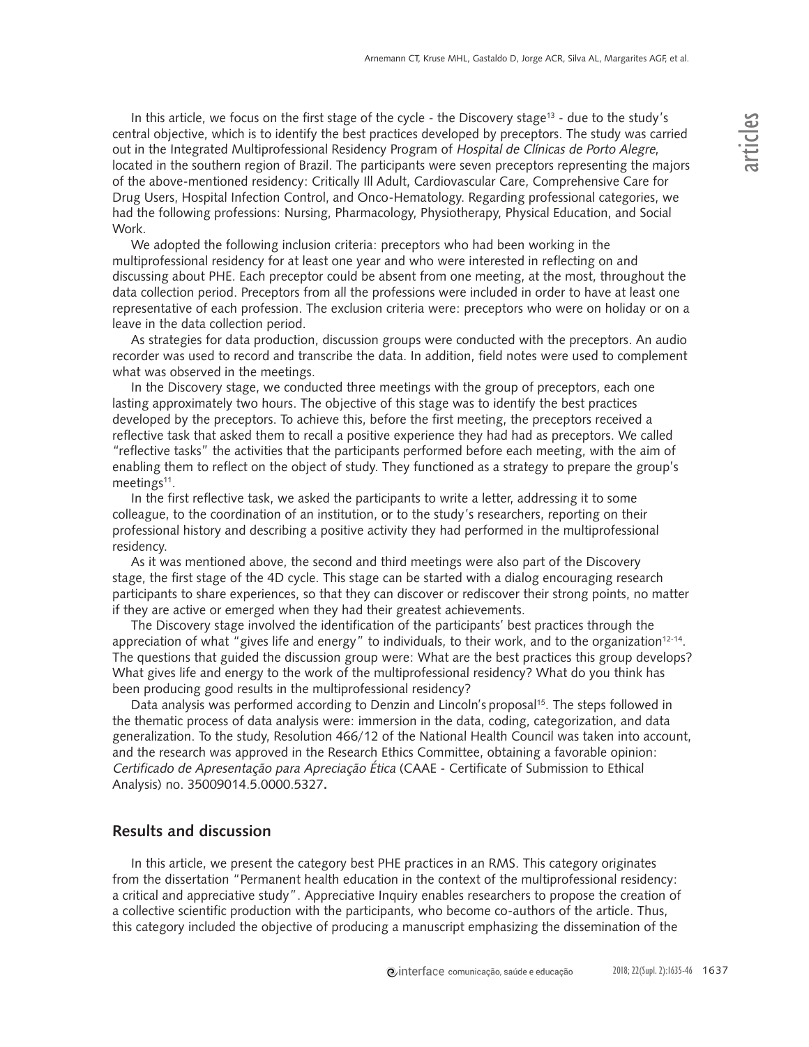In this article, we focus on the first stage of the cycle - the Discovery stage[13] - due to the study's central objective, which is to identify the best practices developed by preceptors. The study was carried out in the Integrated Multiprofessional Residency Program of *Hospital de Clínicas de Porto Alegre*, located in the southern region of Brazil. The participants were seven preceptors representing the majors of the above-mentioned residency: Critically Ill Adult, Cardiovascular Care, Comprehensive Care for Drug Users, Hospital Infection Control, and Onco-Hematology. Regarding professional categories, we had the following professions: Nursing, Pharmacology, Physiotherapy, Physical Education, and Social Work.

We adopted the following inclusion criteria: preceptors who had been working in the multiprofessional residency for at least one year and who were interested in reflecting on and discussing about PHE. Each preceptor could be absent from one meeting, at the most, throughout the data collection period. Preceptors from all the professions were included in order to have at least one representative of each profession. The exclusion criteria were: preceptors who were on holiday or on a leave in the data collection period.

As strategies for data production, discussion groups were conducted with the preceptors. An audio recorder was used to record and transcribe the data. In addition, field notes were used to complement what was observed in the meetings.

In the Discovery stage, we conducted three meetings with the group of preceptors, each one lasting approximately two hours. The objective of this stage was to identify the best practices developed by the preceptors. To achieve this, before the first meeting, the preceptors received a reflective task that asked them to recall a positive experience they had had as preceptors. We called "reflective tasks" the activities that the participants performed before each meeting, with the aim of enabling them to reflect on the object of study. They functioned as a strategy to prepare the group's meetings[11].

In the first reflective task, we asked the participants to write a letter, addressing it to some colleague, to the coordination of an institution, or to the study's researchers, reporting on their professional history and describing a positive activity they had performed in the multiprofessional residency.

As it was mentioned above, the second and third meetings were also part of the Discovery stage, the first stage of the 4D cycle. This stage can be started with a dialog encouraging research participants to share experiences, so that they can discover or rediscover their strong points, no matter if they are active or emerged when they had their greatest achievements.

The Discovery stage involved the identification of the participants' best practices through the appreciation of what "gives life and energy" to individuals, to their work, and to the organization[12-14]. The questions that guided the discussion group were: What are the best practices this group develops? What gives life and energy to the work of the multiprofessional residency? What do you think has been producing good results in the multiprofessional residency?

Data analysis was performed according to Denzin and Lincoln's proposal[15]. The steps followed in the thematic process of data analysis were: immersion in the data, coding, categorization, and data generalization. To the study, Resolution 466/12 of the National Health Council was taken into account, and the research was approved in the Research Ethics Committee, obtaining a favorable opinion: *Certificado de Apresentação para Apreciação Ética* (CAAE - Certificate of Submission to Ethical Analysis) no. 35009014.5.0000.5327**.**

## Results and discussion

In this article, we present the category best PHE practices in an RMS. This category originates from the dissertation "Permanent health education in the context of the multiprofessional residency: a critical and appreciative study". Appreciative Inquiry enables researchers to propose the creation of a collective scientific production with the participants, who become co-authors of the article. Thus, this category included the objective of producing a manuscript emphasizing the dissemination of the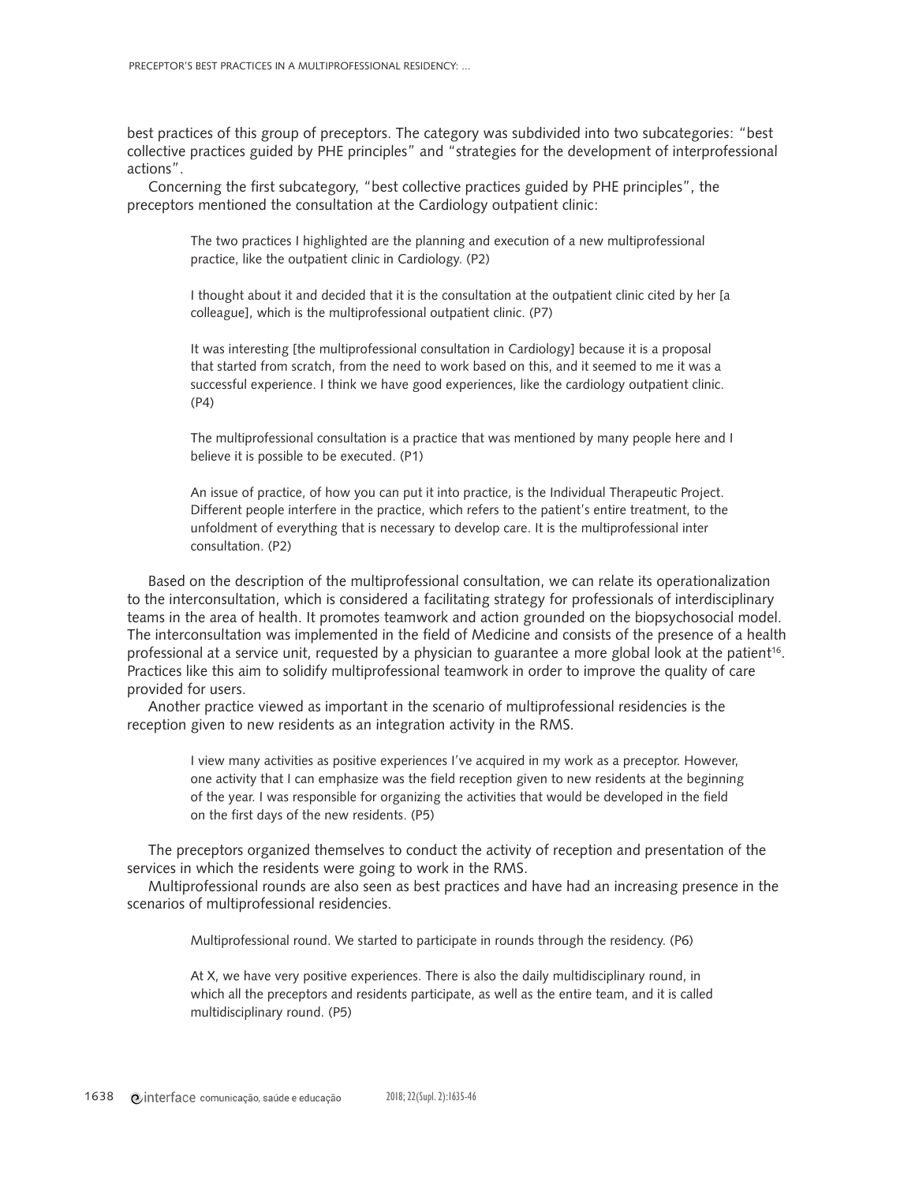best practices of this group of preceptors. The category was subdivided into two subcategories: "best collective practices guided by PHE principles" and "strategies for the development of interprofessional actions".

Concerning the first subcategory, "best collective practices guided by PHE principles", the preceptors mentioned the consultation at the Cardiology outpatient clinic:

> The two practices I highlighted are the planning and execution of a new multiprofessional practice, like the outpatient clinic in Cardiology. (P2)

> I thought about it and decided that it is the consultation at the outpatient clinic cited by her [a colleague], which is the multiprofessional outpatient clinic. (P7)

> It was interesting [the multiprofessional consultation in Cardiology] because it is a proposal that started from scratch, from the need to work based on this, and it seemed to me it was a successful experience. I think we have good experiences, like the cardiology outpatient clinic. (P4)

> The multiprofessional consultation is a practice that was mentioned by many people here and I believe it is possible to be executed. (P1)

> An issue of practice, of how you can put it into practice, is the Individual Therapeutic Project. Different people interfere in the practice, which refers to the patient's entire treatment, to the unfoldment of everything that is necessary to develop care. It is the multiprofessional inter consultation. (P2)

Based on the description of the multiprofessional consultation, we can relate its operationalization to the interconsultation, which is considered a facilitating strategy for professionals of interdisciplinary teams in the area of health. It promotes teamwork and action grounded on the biopsychosocial model. The interconsultation was implemented in the field of Medicine and consists of the presence of a health professional at a service unit, requested by a physician to guarantee a more global look at the patient[16]. Practices like this aim to solidify multiprofessional teamwork in order to improve the quality of care provided for users.

Another practice viewed as important in the scenario of multiprofessional residencies is the reception given to new residents as an integration activity in the RMS.

> I view many activities as positive experiences I've acquired in my work as a preceptor. However, one activity that I can emphasize was the field reception given to new residents at the beginning of the year. I was responsible for organizing the activities that would be developed in the field on the first days of the new residents. (P5)

The preceptors organized themselves to conduct the activity of reception and presentation of the services in which the residents were going to work in the RMS.

Multiprofessional rounds are also seen as best practices and have had an increasing presence in the scenarios of multiprofessional residencies.

> Multiprofessional round. We started to participate in rounds through the residency. (P6)

> At X, we have very positive experiences. There is also the daily multidisciplinary round, in which all the preceptors and residents participate, as well as the entire team, and it is called multidisciplinary round. (P5)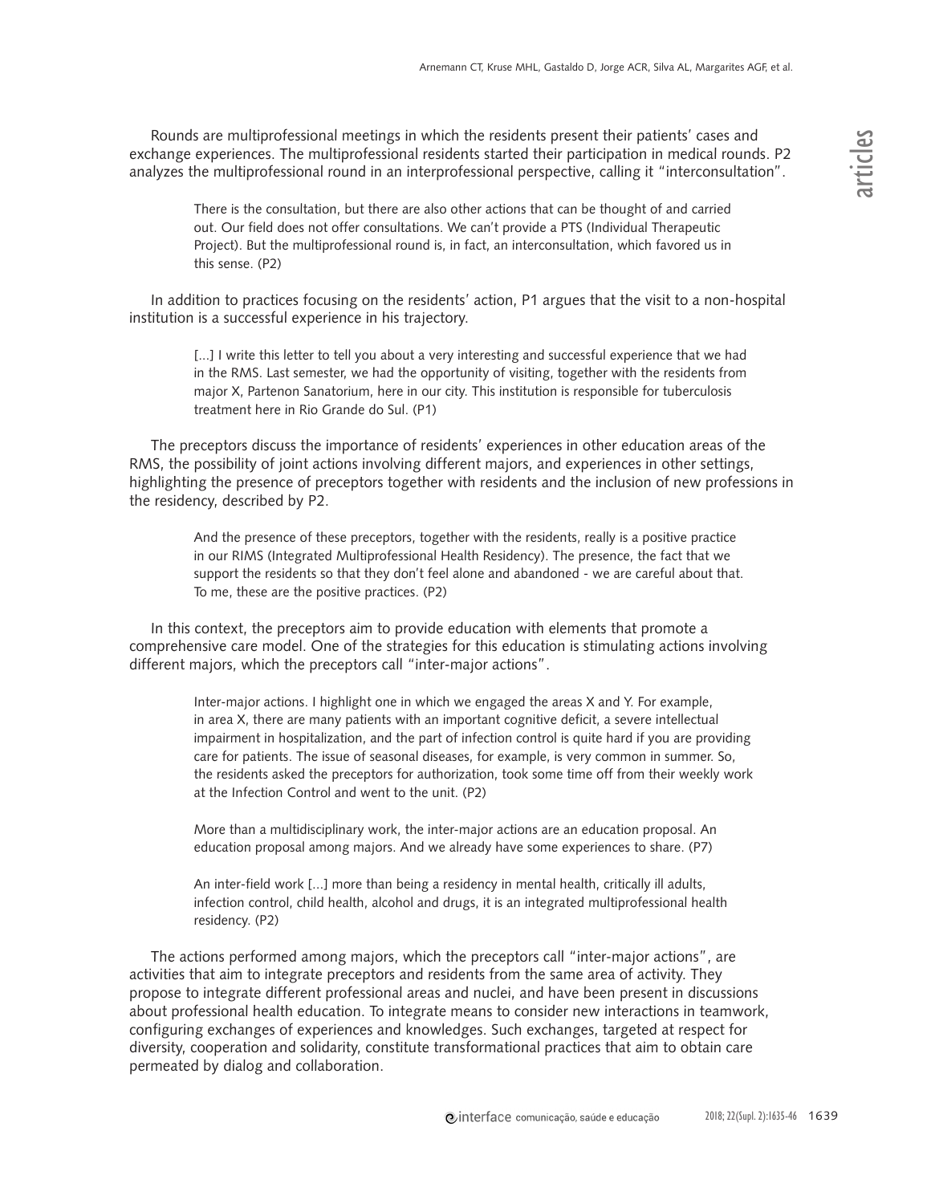Rounds are multiprofessional meetings in which the residents present their patients' cases and exchange experiences. The multiprofessional residents started their participation in medical rounds. P2 analyzes the multiprofessional round in an interprofessional perspective, calling it "interconsultation".

> There is the consultation, but there are also other actions that can be thought of and carried out. Our field does not offer consultations. We can't provide a PTS (Individual Therapeutic Project). But the multiprofessional round is, in fact, an interconsultation, which favored us in this sense. (P2)

In addition to practices focusing on the residents' action, P1 argues that the visit to a non-hospital institution is a successful experience in his trajectory.

> [...] I write this letter to tell you about a very interesting and successful experience that we had in the RMS. Last semester, we had the opportunity of visiting, together with the residents from major X, Partenon Sanatorium, here in our city. This institution is responsible for tuberculosis treatment here in Rio Grande do Sul. (P1)

The preceptors discuss the importance of residents' experiences in other education areas of the RMS, the possibility of joint actions involving different majors, and experiences in other settings, highlighting the presence of preceptors together with residents and the inclusion of new professions in the residency, described by P2.

> And the presence of these preceptors, together with the residents, really is a positive practice in our RIMS (Integrated Multiprofessional Health Residency). The presence, the fact that we support the residents so that they don't feel alone and abandoned - we are careful about that. To me, these are the positive practices. (P2)

In this context, the preceptors aim to provide education with elements that promote a comprehensive care model. One of the strategies for this education is stimulating actions involving different majors, which the preceptors call "inter-major actions".

> Inter-major actions. I highlight one in which we engaged the areas X and Y. For example, in area X, there are many patients with an important cognitive deficit, a severe intellectual impairment in hospitalization, and the part of infection control is quite hard if you are providing care for patients. The issue of seasonal diseases, for example, is very common in summer. So, the residents asked the preceptors for authorization, took some time off from their weekly work at the Infection Control and went to the unit. (P2)

> More than a multidisciplinary work, the inter-major actions are an education proposal. An education proposal among majors. And we already have some experiences to share. (P7)

> An inter-field work [...] more than being a residency in mental health, critically ill adults, infection control, child health, alcohol and drugs, it is an integrated multiprofessional health residency. (P2)

The actions performed among majors, which the preceptors call "inter-major actions", are activities that aim to integrate preceptors and residents from the same area of activity. They propose to integrate different professional areas and nuclei, and have been present in discussions about professional health education. To integrate means to consider new interactions in teamwork, configuring exchanges of experiences and knowledges. Such exchanges, targeted at respect for diversity, cooperation and solidarity, constitute transformational practices that aim to obtain care permeated by dialog and collaboration.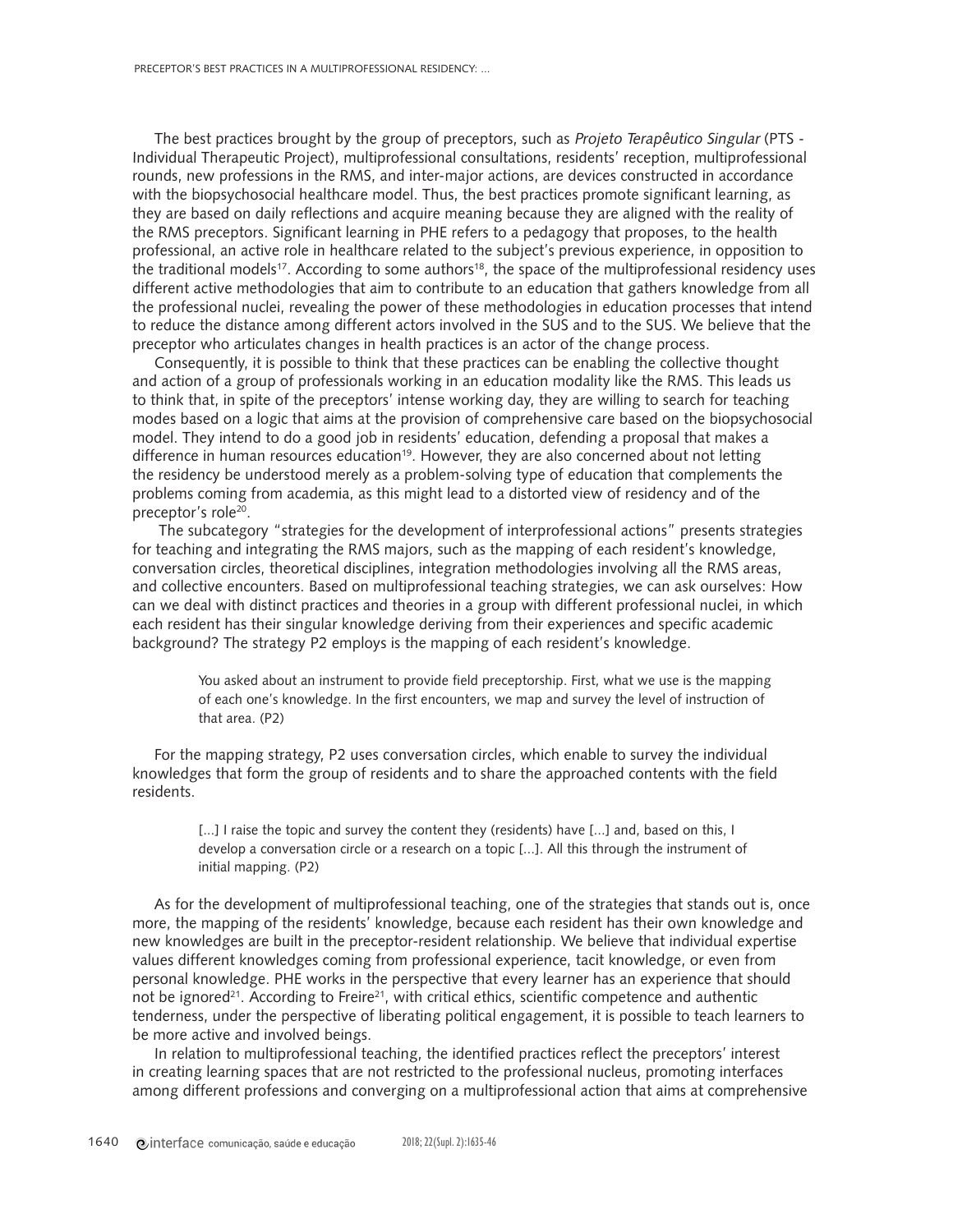The best practices brought by the group of preceptors, such as *Projeto Terapêutico Singular* (PTS - Individual Therapeutic Project), multiprofessional consultations, residents' reception, multiprofessional rounds, new professions in the RMS, and inter-major actions, are devices constructed in accordance with the biopsychosocial healthcare model. Thus, the best practices promote significant learning, as they are based on daily reflections and acquire meaning because they are aligned with the reality of the RMS preceptors. Significant learning in PHE refers to a pedagogy that proposes, to the health professional, an active role in healthcare related to the subject's previous experience, in opposition to the traditional models[17]. According to some authors[18], the space of the multiprofessional residency uses different active methodologies that aim to contribute to an education that gathers knowledge from all the professional nuclei, revealing the power of these methodologies in education processes that intend to reduce the distance among different actors involved in the SUS and to the SUS. We believe that the preceptor who articulates changes in health practices is an actor of the change process.

Consequently, it is possible to think that these practices can be enabling the collective thought and action of a group of professionals working in an education modality like the RMS. This leads us to think that, in spite of the preceptors' intense working day, they are willing to search for teaching modes based on a logic that aims at the provision of comprehensive care based on the biopsychosocial model. They intend to do a good job in residents' education, defending a proposal that makes a difference in human resources education[19]. However, they are also concerned about not letting the residency be understood merely as a problem-solving type of education that complements the problems coming from academia, as this might lead to a distorted view of residency and of the preceptor's role[20].

The subcategory "strategies for the development of interprofessional actions" presents strategies for teaching and integrating the RMS majors, such as the mapping of each resident's knowledge, conversation circles, theoretical disciplines, integration methodologies involving all the RMS areas, and collective encounters. Based on multiprofessional teaching strategies, we can ask ourselves: How can we deal with distinct practices and theories in a group with different professional nuclei, in which each resident has their singular knowledge deriving from their experiences and specific academic background? The strategy P2 employs is the mapping of each resident's knowledge.

> You asked about an instrument to provide field preceptorship. First, what we use is the mapping of each one's knowledge. In the first encounters, we map and survey the level of instruction of that area. (P2)

For the mapping strategy, P2 uses conversation circles, which enable to survey the individual knowledges that form the group of residents and to share the approached contents with the field residents.

> [...] I raise the topic and survey the content they (residents) have [...] and, based on this, I develop a conversation circle or a research on a topic [...]. All this through the instrument of initial mapping. (P2)

As for the development of multiprofessional teaching, one of the strategies that stands out is, once more, the mapping of the residents' knowledge, because each resident has their own knowledge and new knowledges are built in the preceptor-resident relationship. We believe that individual expertise values different knowledges coming from professional experience, tacit knowledge, or even from personal knowledge. PHE works in the perspective that every learner has an experience that should not be ignored[21]. According to Freire[21], with critical ethics, scientific competence and authentic tenderness, under the perspective of liberating political engagement, it is possible to teach learners to be more active and involved beings.

In relation to multiprofessional teaching, the identified practices reflect the preceptors' interest in creating learning spaces that are not restricted to the professional nucleus, promoting interfaces among different professions and converging on a multiprofessional action that aims at comprehensive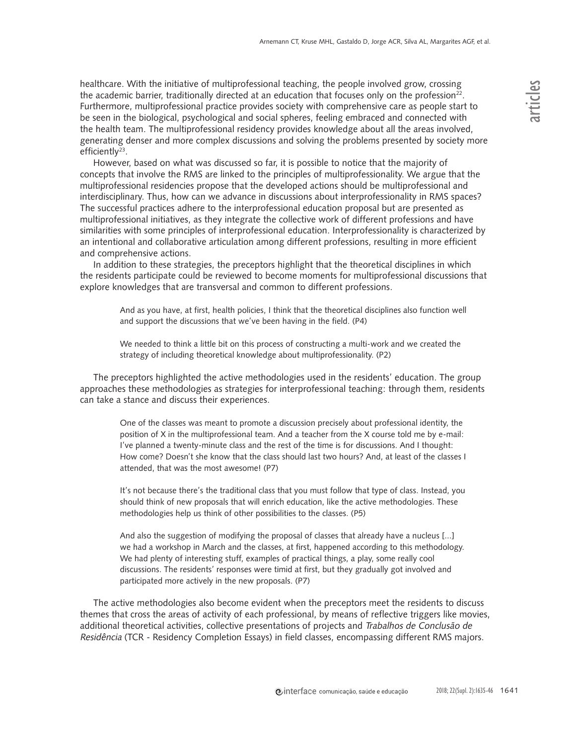healthcare. With the initiative of multiprofessional teaching, the people involved grow, crossing the academic barrier, traditionally directed at an education that focuses only on the profession[22]. Furthermore, multiprofessional practice provides society with comprehensive care as people start to be seen in the biological, psychological and social spheres, feeling embraced and connected with the health team. The multiprofessional residency provides knowledge about all the areas involved, generating denser and more complex discussions and solving the problems presented by society more efficiently[23].

However, based on what was discussed so far, it is possible to notice that the majority of concepts that involve the RMS are linked to the principles of multiprofessionality. We argue that the multiprofessional residencies propose that the developed actions should be multiprofessional and interdisciplinary. Thus, how can we advance in discussions about interprofessionality in RMS spaces? The successful practices adhere to the interprofessional education proposal but are presented as multiprofessional initiatives, as they integrate the collective work of different professions and have similarities with some principles of interprofessional education. Interprofessionality is characterized by an intentional and collaborative articulation among different professions, resulting in more efficient and comprehensive actions.

In addition to these strategies, the preceptors highlight that the theoretical disciplines in which the residents participate could be reviewed to become moments for multiprofessional discussions that explore knowledges that are transversal and common to different professions.

> And as you have, at first, health policies, I think that the theoretical disciplines also function well and support the discussions that we've been having in the field. (P4)

> We needed to think a little bit on this process of constructing a multi-work and we created the strategy of including theoretical knowledge about multiprofessionality. (P2)

The preceptors highlighted the active methodologies used in the residents' education. The group approaches these methodologies as strategies for interprofessional teaching: through them, residents can take a stance and discuss their experiences.

> One of the classes was meant to promote a discussion precisely about professional identity, the position of X in the multiprofessional team. And a teacher from the X course told me by e-mail: I've planned a twenty-minute class and the rest of the time is for discussions. And I thought: How come? Doesn't she know that the class should last two hours? And, at least of the classes I attended, that was the most awesome! (P7)

> It's not because there's the traditional class that you must follow that type of class. Instead, you should think of new proposals that will enrich education, like the active methodologies. These methodologies help us think of other possibilities to the classes. (P5)

> And also the suggestion of modifying the proposal of classes that already have a nucleus [...] we had a workshop in March and the classes, at first, happened according to this methodology. We had plenty of interesting stuff, examples of practical things, a play, some really cool discussions. The residents' responses were timid at first, but they gradually got involved and participated more actively in the new proposals. (P7)

The active methodologies also become evident when the preceptors meet the residents to discuss themes that cross the areas of activity of each professional, by means of reflective triggers like movies, additional theoretical activities, collective presentations of projects and *Trabalhos de Conclusão de Residência* (TCR - Residency Completion Essays) in field classes, encompassing different RMS majors.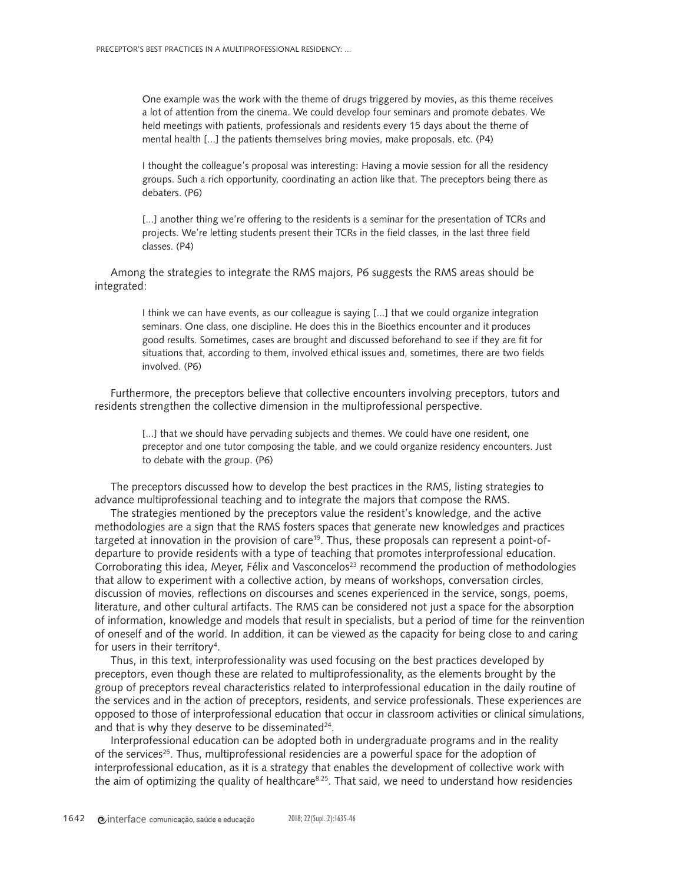> One example was the work with the theme of drugs triggered by movies, as this theme receives a lot of attention from the cinema. We could develop four seminars and promote debates. We held meetings with patients, professionals and residents every 15 days about the theme of mental health [...] the patients themselves bring movies, make proposals, etc. (P4)

> I thought the colleague's proposal was interesting: Having a movie session for all the residency groups. Such a rich opportunity, coordinating an action like that. The preceptors being there as debaters. (P6)

> [...] another thing we're offering to the residents is a seminar for the presentation of TCRs and projects. We're letting students present their TCRs in the field classes, in the last three field classes. (P4)

Among the strategies to integrate the RMS majors, P6 suggests the RMS areas should be integrated:

> I think we can have events, as our colleague is saying [...] that we could organize integration seminars. One class, one discipline. He does this in the Bioethics encounter and it produces good results. Sometimes, cases are brought and discussed beforehand to see if they are fit for situations that, according to them, involved ethical issues and, sometimes, there are two fields involved. (P6)

Furthermore, the preceptors believe that collective encounters involving preceptors, tutors and residents strengthen the collective dimension in the multiprofessional perspective.

> [...] that we should have pervading subjects and themes. We could have one resident, one preceptor and one tutor composing the table, and we could organize residency encounters. Just to debate with the group. (P6)

The preceptors discussed how to develop the best practices in the RMS, listing strategies to advance multiprofessional teaching and to integrate the majors that compose the RMS.

The strategies mentioned by the preceptors value the resident's knowledge, and the active methodologies are a sign that the RMS fosters spaces that generate new knowledges and practices targeted at innovation in the provision of care[19]. Thus, these proposals can represent a point-of-departure to provide residents with a type of teaching that promotes interprofessional education. Corroborating this idea, Meyer, Félix and Vasconcelos[23] recommend the production of methodologies that allow to experiment with a collective action, by means of workshops, conversation circles, discussion of movies, reflections on discourses and scenes experienced in the service, songs, poems, literature, and other cultural artifacts. The RMS can be considered not just a space for the absorption of information, knowledge and models that result in specialists, but a period of time for the reinvention of oneself and of the world. In addition, it can be viewed as the capacity for being close to and caring for users in their territory[4].

Thus, in this text, interprofessionality was used focusing on the best practices developed by preceptors, even though these are related to multiprofessionality, as the elements brought by the group of preceptors reveal characteristics related to interprofessional education in the daily routine of the services and in the action of preceptors, residents, and service professionals. These experiences are opposed to those of interprofessional education that occur in classroom activities or clinical simulations, and that is why they deserve to be disseminated[24].

Interprofessional education can be adopted both in undergraduate programs and in the reality of the services[25]. Thus, multiprofessional residencies are a powerful space for the adoption of interprofessional education, as it is a strategy that enables the development of collective work with the aim of optimizing the quality of healthcare[8,25]. That said, we need to understand how residencies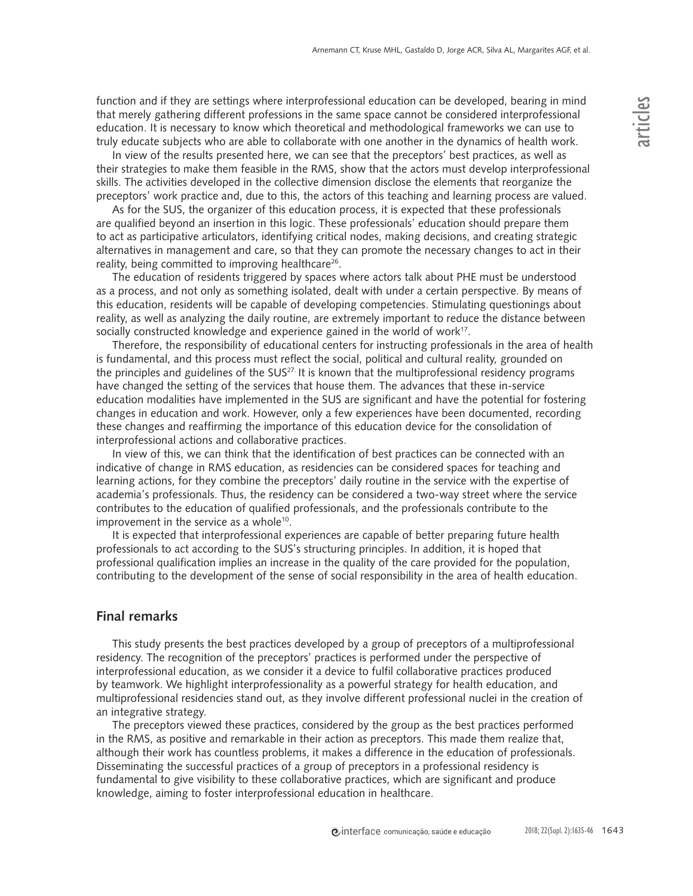function and if they are settings where interprofessional education can be developed, bearing in mind that merely gathering different professions in the same space cannot be considered interprofessional education. It is necessary to know which theoretical and methodological frameworks we can use to truly educate subjects who are able to collaborate with one another in the dynamics of health work.

In view of the results presented here, we can see that the preceptors' best practices, as well as their strategies to make them feasible in the RMS, show that the actors must develop interprofessional skills. The activities developed in the collective dimension disclose the elements that reorganize the preceptors' work practice and, due to this, the actors of this teaching and learning process are valued.

As for the SUS, the organizer of this education process, it is expected that these professionals are qualified beyond an insertion in this logic. These professionals' education should prepare them to act as participative articulators, identifying critical nodes, making decisions, and creating strategic alternatives in management and care, so that they can promote the necessary changes to act in their reality, being committed to improving healthcare[26].

The education of residents triggered by spaces where actors talk about PHE must be understood as a process, and not only as something isolated, dealt with under a certain perspective. By means of this education, residents will be capable of developing competencies. Stimulating questionings about reality, as well as analyzing the daily routine, are extremely important to reduce the distance between socially constructed knowledge and experience gained in the world of work[17].

Therefore, the responsibility of educational centers for instructing professionals in the area of health is fundamental, and this process must reflect the social, political and cultural reality, grounded on the principles and guidelines of the SUS[27]. It is known that the multiprofessional residency programs have changed the setting of the services that house them. The advances that these in-service education modalities have implemented in the SUS are significant and have the potential for fostering changes in education and work. However, only a few experiences have been documented, recording these changes and reaffirming the importance of this education device for the consolidation of interprofessional actions and collaborative practices.

In view of this, we can think that the identification of best practices can be connected with an indicative of change in RMS education, as residencies can be considered spaces for teaching and learning actions, for they combine the preceptors' daily routine in the service with the expertise of academia's professionals. Thus, the residency can be considered a two-way street where the service contributes to the education of qualified professionals, and the professionals contribute to the improvement in the service as a whole[10].

It is expected that interprofessional experiences are capable of better preparing future health professionals to act according to the SUS's structuring principles. In addition, it is hoped that professional qualification implies an increase in the quality of the care provided for the population, contributing to the development of the sense of social responsibility in the area of health education.

## Final remarks

This study presents the best practices developed by a group of preceptors of a multiprofessional residency. The recognition of the preceptors' practices is performed under the perspective of interprofessional education, as we consider it a device to fulfil collaborative practices produced by teamwork. We highlight interprofessionality as a powerful strategy for health education, and multiprofessional residencies stand out, as they involve different professional nuclei in the creation of an integrative strategy.

The preceptors viewed these practices, considered by the group as the best practices performed in the RMS, as positive and remarkable in their action as preceptors. This made them realize that, although their work has countless problems, it makes a difference in the education of professionals. Disseminating the successful practices of a group of preceptors in a professional residency is fundamental to give visibility to these collaborative practices, which are significant and produce knowledge, aiming to foster interprofessional education in healthcare.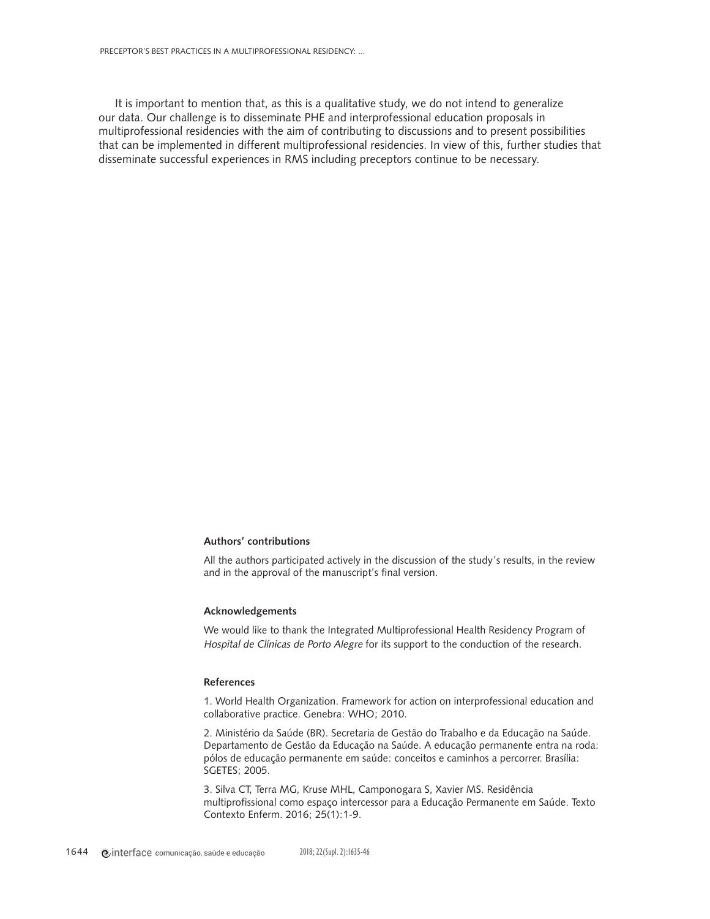It is important to mention that, as this is a qualitative study, we do not intend to generalize our data. Our challenge is to disseminate PHE and interprofessional education proposals in multiprofessional residencies with the aim of contributing to discussions and to present possibilities that can be implemented in different multiprofessional residencies. In view of this, further studies that disseminate successful experiences in RMS including preceptors continue to be necessary.

**Authors' contributions**

All the authors participated actively in the discussion of the study's results, in the review and in the approval of the manuscript's final version.

**Acknowledgements**

We would like to thank the Integrated Multiprofessional Health Residency Program of *Hospital de Clínicas de Porto Alegre* for its support to the conduction of the research.

**References**

1. World Health Organization. Framework for action on interprofessional education and collaborative practice. Genebra: WHO; 2010.

2. Ministério da Saúde (BR). Secretaria de Gestão do Trabalho e da Educação na Saúde. Departamento de Gestão da Educação na Saúde. A educação permanente entra na roda: pólos de educação permanente em saúde: conceitos e caminhos a percorrer. Brasília: SGETES; 2005.

3. Silva CT, Terra MG, Kruse MHL, Camponogara S, Xavier MS. Residência multiprofissional como espaço intercessor para a Educação Permanente em Saúde. Texto Contexto Enferm. 2016; 25(1):1-9.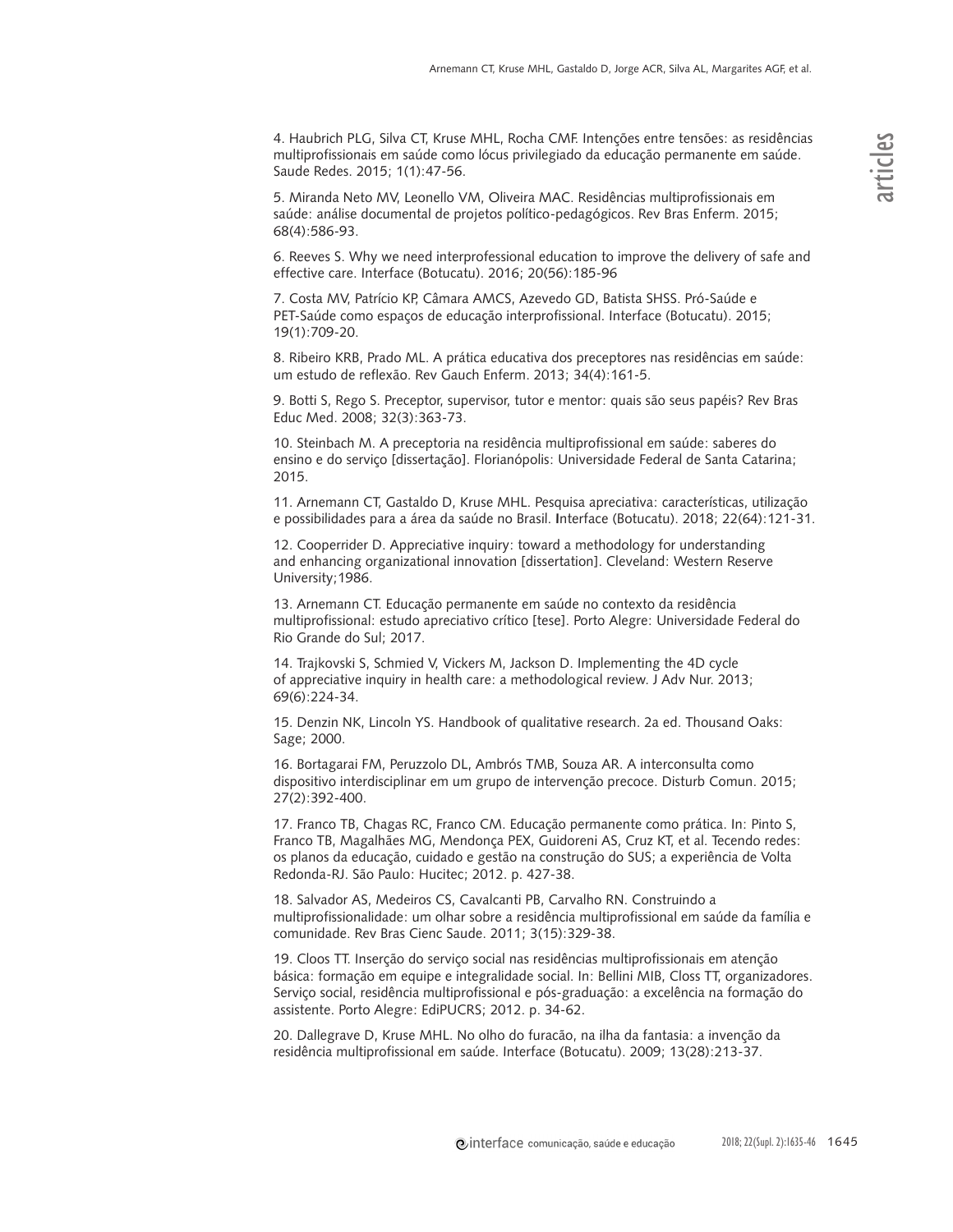4. Haubrich PLG, Silva CT, Kruse MHL, Rocha CMF. Intenções entre tensões: as residências multiprofissionais em saúde como lócus privilegiado da educação permanente em saúde. Saude Redes. 2015; 1(1):47-56.

5. Miranda Neto MV, Leonello VM, Oliveira MAC. Residências multiprofissionais em saúde: análise documental de projetos político-pedagógicos. Rev Bras Enferm. 2015; 68(4):586-93.

6. Reeves S. Why we need interprofessional education to improve the delivery of safe and effective care. Interface (Botucatu). 2016; 20(56):185-96

7. Costa MV, Patrício KP, Câmara AMCS, Azevedo GD, Batista SHSS. Pró-Saúde e PET-Saúde como espaços de educação interprofissional. Interface (Botucatu). 2015; 19(1):709-20.

8. Ribeiro KRB, Prado ML. A prática educativa dos preceptores nas residências em saúde: um estudo de reflexão. Rev Gauch Enferm. 2013; 34(4):161-5.

9. Botti S, Rego S. Preceptor, supervisor, tutor e mentor: quais são seus papéis? Rev Bras Educ Med. 2008; 32(3):363-73.

10. Steinbach M. A preceptoria na residência multiprofissional em saúde: saberes do ensino e do serviço [dissertação]. Florianópolis: Universidade Federal de Santa Catarina; 2015.

11. Arnemann CT, Gastaldo D, Kruse MHL. Pesquisa apreciativa: características, utilização e possibilidades para a área da saúde no Brasil. Interface (Botucatu). 2018; 22(64):121-31.

12. Cooperrider D. Appreciative inquiry: toward a methodology for understanding and enhancing organizational innovation [dissertation]. Cleveland: Western Reserve University;1986.

13. Arnemann CT. Educação permanente em saúde no contexto da residência multiprofissional: estudo apreciativo crítico [tese]. Porto Alegre: Universidade Federal do Rio Grande do Sul; 2017.

14. Trajkovski S, Schmied V, Vickers M, Jackson D. Implementing the 4D cycle of appreciative inquiry in health care: a methodological review. J Adv Nur. 2013; 69(6):224-34.

15. Denzin NK, Lincoln YS. Handbook of qualitative research. 2a ed. Thousand Oaks: Sage; 2000.

16. Bortagarai FM, Peruzzolo DL, Ambrós TMB, Souza AR. A interconsulta como dispositivo interdisciplinar em um grupo de intervenção precoce. Disturb Comun. 2015; 27(2):392-400.

17. Franco TB, Chagas RC, Franco CM. Educação permanente como prática. In: Pinto S, Franco TB, Magalhães MG, Mendonça PEX, Guidoreni AS, Cruz KT, et al. Tecendo redes: os planos da educação, cuidado e gestão na construção do SUS; a experiência de Volta Redonda-RJ. São Paulo: Hucitec; 2012. p. 427-38.

18. Salvador AS, Medeiros CS, Cavalcanti PB, Carvalho RN. Construindo a multiprofissionalidade: um olhar sobre a residência multiprofissional em saúde da família e comunidade. Rev Bras Cienc Saude. 2011; 3(15):329-38.

19. Cloos TT. Inserção do serviço social nas residências multiprofissionais em atenção básica: formação em equipe e integralidade social. In: Bellini MIB, Closs TT, organizadores. Serviço social, residência multiprofissional e pós-graduação: a excelência na formação do assistente. Porto Alegre: EdiPUCRS; 2012. p. 34-62.

20. Dallegrave D, Kruse MHL. No olho do furacão, na ilha da fantasia: a invenção da residência multiprofissional em saúde. Interface (Botucatu). 2009; 13(28):213-37.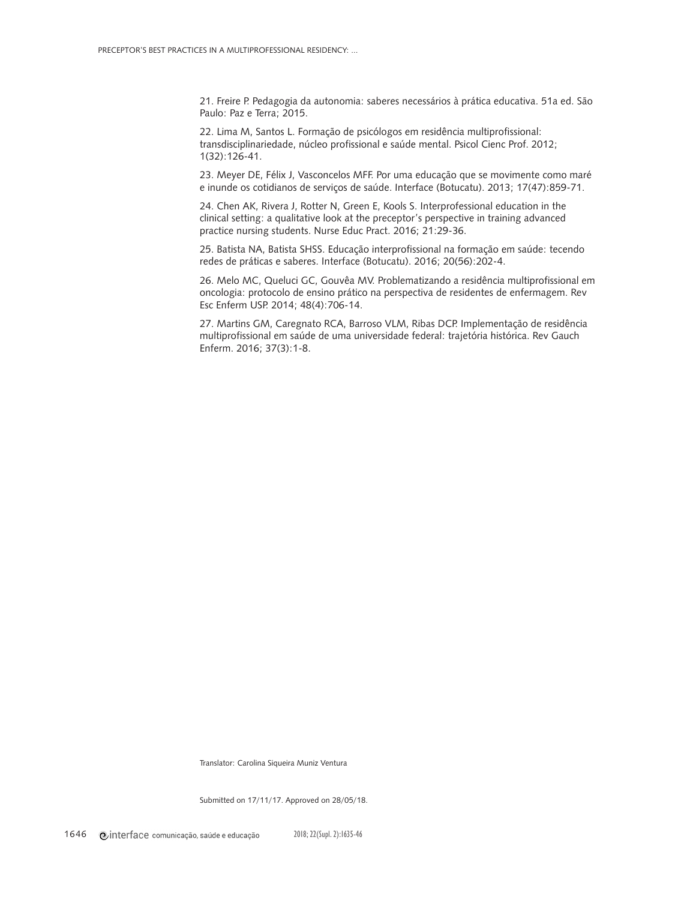21. Freire P. Pedagogia da autonomia: saberes necessários à prática educativa. 51a ed. São Paulo: Paz e Terra; 2015.

22. Lima M, Santos L. Formação de psicólogos em residência multiprofissional: transdisciplinariedade, núcleo profissional e saúde mental. Psicol Cienc Prof. 2012; 1(32):126-41.

23. Meyer DE, Félix J, Vasconcelos MFF. Por uma educação que se movimente como maré e inunde os cotidianos de serviços de saúde. Interface (Botucatu). 2013; 17(47):859-71.

24. Chen AK, Rivera J, Rotter N, Green E, Kools S. Interprofessional education in the clinical setting: a qualitative look at the preceptor's perspective in training advanced practice nursing students. Nurse Educ Pract. 2016; 21:29-36.

25. Batista NA, Batista SHSS. Educação interprofissional na formação em saúde: tecendo redes de práticas e saberes. Interface (Botucatu). 2016; 20(56):202-4.

26. Melo MC, Queluci GC, Gouvêa MV. Problematizando a residência multiprofissional em oncologia: protocolo de ensino prático na perspectiva de residentes de enfermagem. Rev Esc Enferm USP. 2014; 48(4):706-14.

27. Martins GM, Caregnato RCA, Barroso VLM, Ribas DCP. Implementação de residência multiprofissional em saúde de uma universidade federal: trajetória histórica. Rev Gauch Enferm. 2016; 37(3):1-8.

Translator: Carolina Siqueira Muniz Ventura

Submitted on 17/11/17. Approved on 28/05/18.